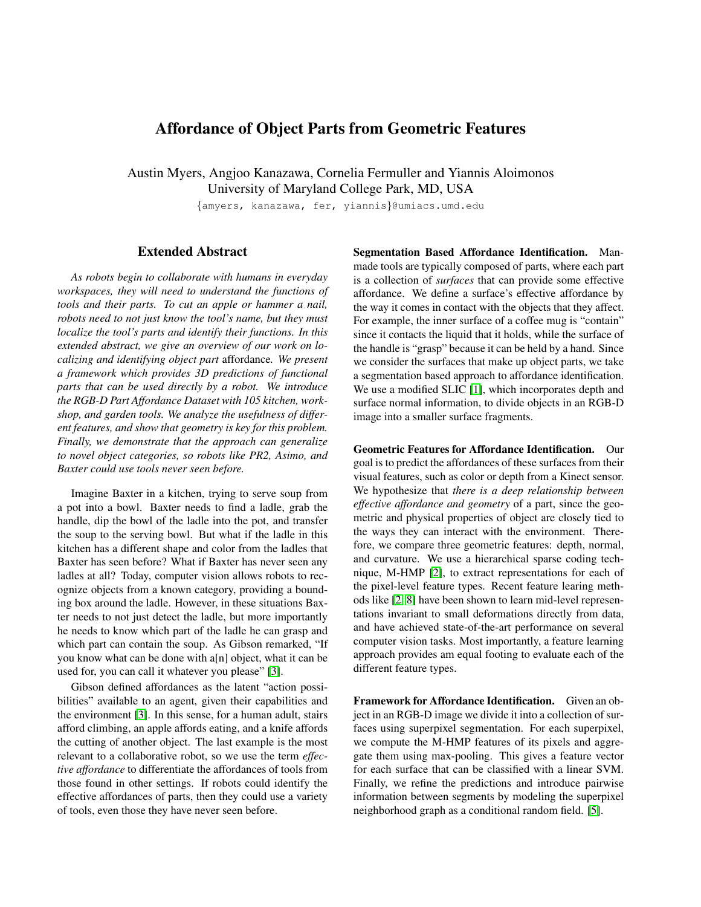# Affordance of Object Parts from Geometric Features

Austin Myers, Angjoo Kanazawa, Cornelia Fermuller and Yiannis Aloimonos
University of Maryland College Park, MD, USA
{amyers, kanazawa, fer, yiannis}@umiacs.umd.edu

## Extended Abstract

*As robots begin to collaborate with humans in everyday workspaces, they will need to understand the functions of tools and their parts. To cut an apple or hammer a nail, robots need to not just know the tool's name, but they must localize the tool's parts and identify their functions. In this extended abstract, we give an overview of our work on localizing and identifying object part* affordance*. We present a framework which provides 3D predictions of functional parts that can be used directly by a robot. We introduce the RGB-D Part Affordance Dataset with 105 kitchen, workshop, and garden tools. We analyze the usefulness of different features, and show that geometry is key for this problem. Finally, we demonstrate that the approach can generalize to novel object categories, so robots like PR2, Asimo, and Baxter could use tools never seen before.*

Imagine Baxter in a kitchen, trying to serve soup from a pot into a bowl. Baxter needs to find a ladle, grab the handle, dip the bowl of the ladle into the pot, and transfer the soup to the serving bowl. But what if the ladle in this kitchen has a different shape and color from the ladles that Baxter has seen before? What if Baxter has never seen any ladles at all? Today, computer vision allows robots to recognize objects from a known category, providing a bounding box around the ladle. However, in these situations Baxter needs to not just detect the ladle, but more importantly he needs to know which part of the ladle he can grasp and which part can contain the soup. As Gibson remarked, "If you know what can be done with a[n] object, what it can be used for, you can call it whatever you please" [3].

Gibson defined affordances as the latent "action possibilities" available to an agent, given their capabilities and the environment [3]. In this sense, for a human adult, stairs afford climbing, an apple affords eating, and a knife affords the cutting of another object. The last example is the most relevant to a collaborative robot, so we use the term *effective affordance* to differentiate the affordances of tools from those found in other settings. If robots could identify the effective affordances of parts, then they could use a variety of tools, even those they have never seen before.

**Segmentation Based Affordance Identification.** Man-made tools are typically composed of parts, where each part is a collection of *surfaces* that can provide some effective affordance. We define a surface's effective affordance by the way it comes in contact with the objects that they affect. For example, the inner surface of a coffee mug is "contain" since it contacts the liquid that it holds, while the surface of the handle is "grasp" because it can be held by a hand. Since we consider the surfaces that make up object parts, we take a segmentation based approach to affordance identification. We use a modified SLIC [1], which incorporates depth and surface normal information, to divide objects in an RGB-D image into a smaller surface fragments.

**Geometric Features for Affordance Identification.** Our goal is to predict the affordances of these surfaces from their visual features, such as color or depth from a Kinect sensor. We hypothesize that *there is a deep relationship between effective affordance and geometry* of a part, since the geometric and physical properties of object are closely tied to the ways they can interact with the environment. Therefore, we compare three geometric features: depth, normal, and curvature. We use a hierarchical sparse coding technique, M-HMP [2], to extract representations for each of the pixel-level feature types. Recent feature learing methods like [2, 8] have been shown to learn mid-level representations invariant to small deformations directly from data, and have achieved state-of-the-art performance on several computer vision tasks. Most importantly, a feature learning approach provides am equal footing to evaluate each of the different feature types.

**Framework for Affordance Identification.** Given an object in an RGB-D image we divide it into a collection of surfaces using superpixel segmentation. For each superpixel, we compute the M-HMP features of its pixels and aggregate them using max-pooling. This gives a feature vector for each surface that can be classified with a linear SVM. Finally, we refine the predictions and introduce pairwise information between segments by modeling the superpixel neighborhood graph as a conditional random field. [5].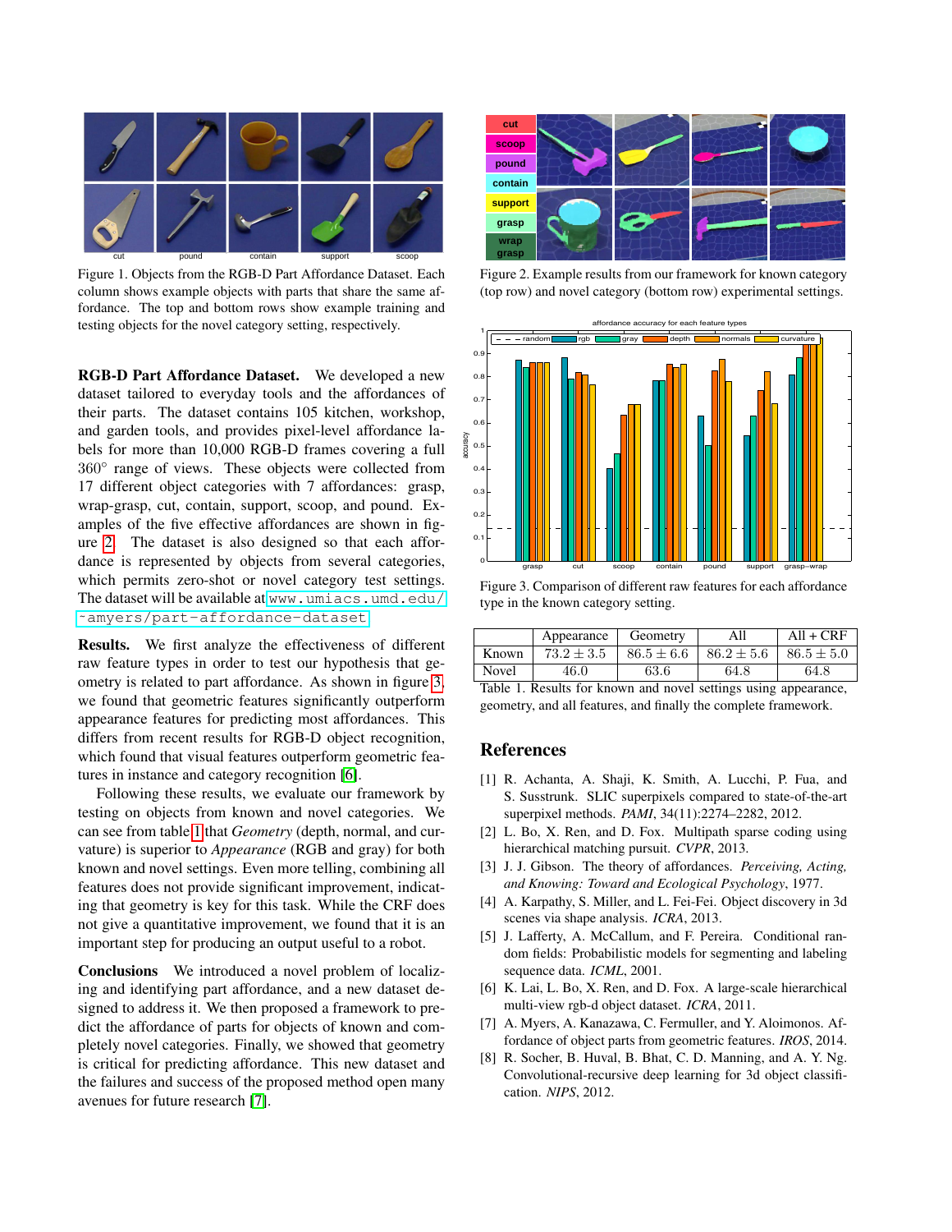cut pound contain support scoop

Figure 1. Objects from the RGB-D Part Affordance Dataset. Each column shows example objects with parts that share the same affordance. The top and bottom rows show example training and testing objects for the novel category setting, respectively.

**RGB-D Part Affordance Dataset.** We developed a new dataset tailored to everyday tools and the affordances of their parts. The dataset contains 105 kitchen, workshop, and garden tools, and provides pixel-level affordance labels for more than 10,000 RGB-D frames covering a full $360^{\circ}$ range of views. These objects were collected from 17 different object categories with 7 affordances: grasp, wrap-grasp, cut, contain, support, scoop, and pound. Examples of the five effective affordances are shown in figure 2. The dataset is also designed so that each affordance is represented by objects from several categories, which permits zero-shot or novel category test settings. The dataset will be available at `www.umiacs.umd.edu/~amyers/part-affordance-dataset`

**Results.** We first analyze the effectiveness of different raw feature types in order to test our hypothesis that geometry is related to part affordance. As shown in figure 3, we found that geometric features significantly outperform appearance features for predicting most affordances. This differs from recent results for RGB-D object recognition, which found that visual features outperform geometric features in instance and category recognition [6].

Following these results, we evaluate our framework by testing on objects from known and novel categories. We can see from table 1 that *Geometry* (depth, normal, and curvature) is superior to *Appearance* (RGB and gray) for both known and novel settings. Even more telling, combining all features does not provide significant improvement, indicating that geometry is key for this task. While the CRF does not give a quantitative improvement, we found that it is an important step for producing an output useful to a robot.

**Conclusions** We introduced a novel problem of localizing and identifying part affordance, and a new dataset designed to address it. We then proposed a framework to predict the affordance of parts for objects of known and completely novel categories. Finally, we showed that geometry is critical for predicting affordance. This new dataset and the failures and success of the proposed method open many avenues for future research [7].

cut
scoop
pound
contain
support
grasp
wrap grasp

Figure 2. Example results from our framework for known category (top row) and novel category (bottom row) experimental settings.

affordance accuracy for each feature types

random rgb gray depth normals curvature

accuracy

0 0.1 0.2 0.3 0.4 0.5 0.6 0.7 0.8 0.9 1

grasp cut scoop contain pound support grasp−wrap

Figure 3. Comparison of different raw features for each affordance type in the known category setting.

| | Appearance | Geometry | All | All + CRF |
|---|---|---|---|---|
| Known | $73.2 \pm 3.5$ | $86.5 \pm 6.6$ | $86.2 \pm 5.6$ | $86.5 \pm 5.0$ |
| Novel | 46.0 | 63.6 | 64.8 | 64.8 |

Table 1. Results for known and novel settings using appearance, geometry, and all features, and finally the complete framework.

## References

[1] R. Achanta, A. Shaji, K. Smith, A. Lucchi, P. Fua, and S. Susstrunk. SLIC superpixels compared to state-of-the-art superpixel methods. *PAMI*, 34(11):2274–2282, 2012.

[2] L. Bo, X. Ren, and D. Fox. Multipath sparse coding using hierarchical matching pursuit. *CVPR*, 2013.

[3] J. J. Gibson. The theory of affordances. *Perceiving, Acting, and Knowing: Toward and Ecological Psychology*, 1977.

[4] A. Karpathy, S. Miller, and L. Fei-Fei. Object discovery in 3d scenes via shape analysis. *ICRA*, 2013.

[5] J. Lafferty, A. McCallum, and F. Pereira. Conditional random fields: Probabilistic models for segmenting and labeling sequence data. *ICML*, 2001.

[6] K. Lai, L. Bo, X. Ren, and D. Fox. A large-scale hierarchical multi-view rgb-d object dataset. *ICRA*, 2011.

[7] A. Myers, A. Kanazawa, C. Fermuller, and Y. Aloimonos. Affordance of object parts from geometric features. *IROS*, 2014.

[8] R. Socher, B. Huval, B. Bhat, C. D. Manning, and A. Y. Ng. Convolutional-recursive deep learning for 3d object classification. *NIPS*, 2012.